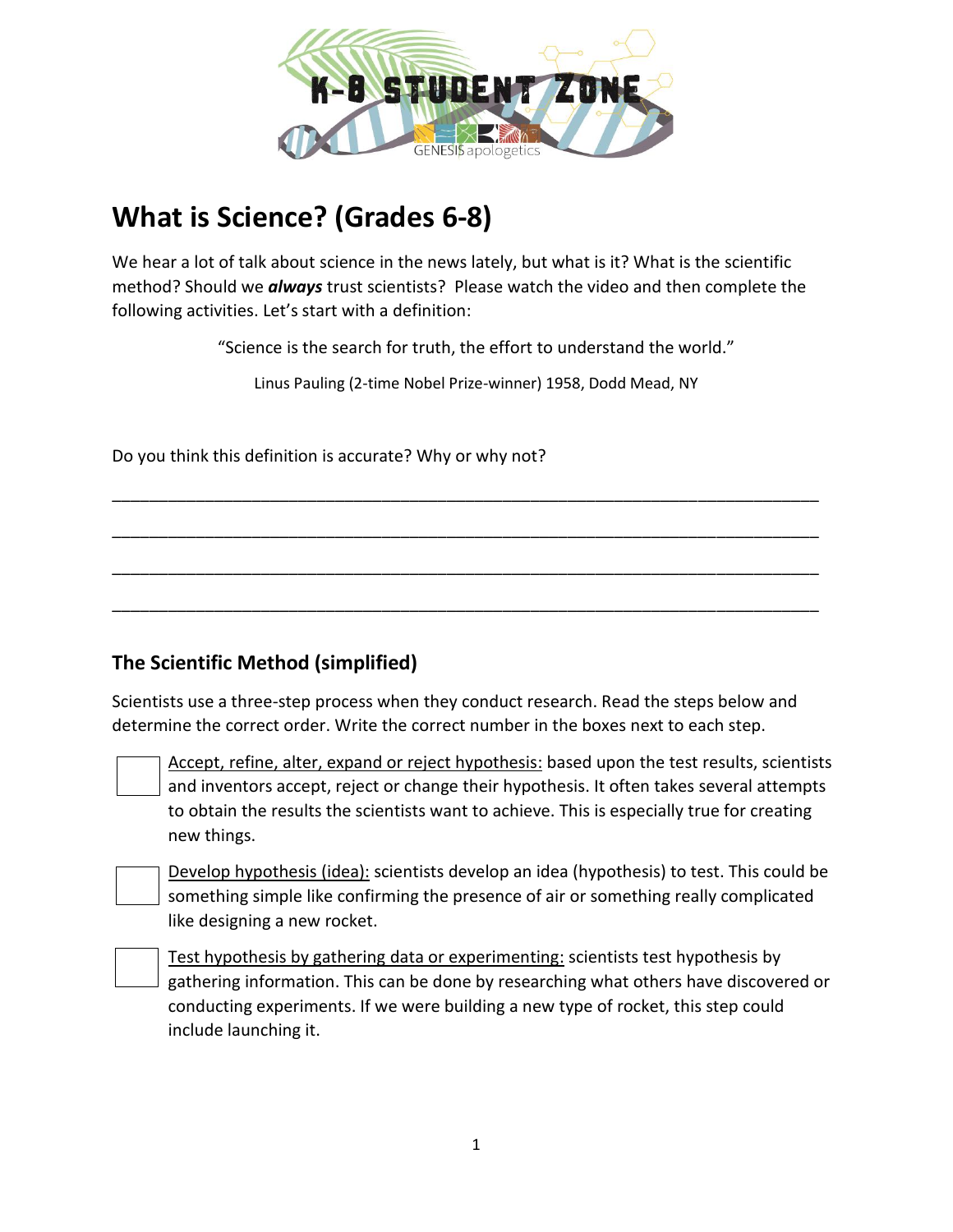# What is Science? (Grades 6-8)

We hear a lot of talk about science in the news lately, but what is it? What is the scientific method? Should we ***always*** trust scientists? Please watch the video and then complete the following activities. Let's start with a definition:

"Science is the search for truth, the effort to understand the world."

Linus Pauling (2-time Nobel Prize-winner) 1958, Dodd Mead, NY

Do you think this definition is accurate? Why or why not?

___________________________________________________________________________

___________________________________________________________________________

___________________________________________________________________________

___________________________________________________________________________

## The Scientific Method (simplified)

Scientists use a three-step process when they conduct research. Read the steps below and determine the correct order. Write the correct number in the boxes next to each step.

☐ Accept, refine, alter, expand or reject hypothesis: based upon the test results, scientists and inventors accept, reject or change their hypothesis. It often takes several attempts to obtain the results the scientists want to achieve. This is especially true for creating new things.

☐ Develop hypothesis (idea): scientists develop an idea (hypothesis) to test. This could be something simple like confirming the presence of air or something really complicated like designing a new rocket.

☐ Test hypothesis by gathering data or experimenting: scientists test hypothesis by gathering information. This can be done by researching what others have discovered or conducting experiments. If we were building a new type of rocket, this step could include launching it.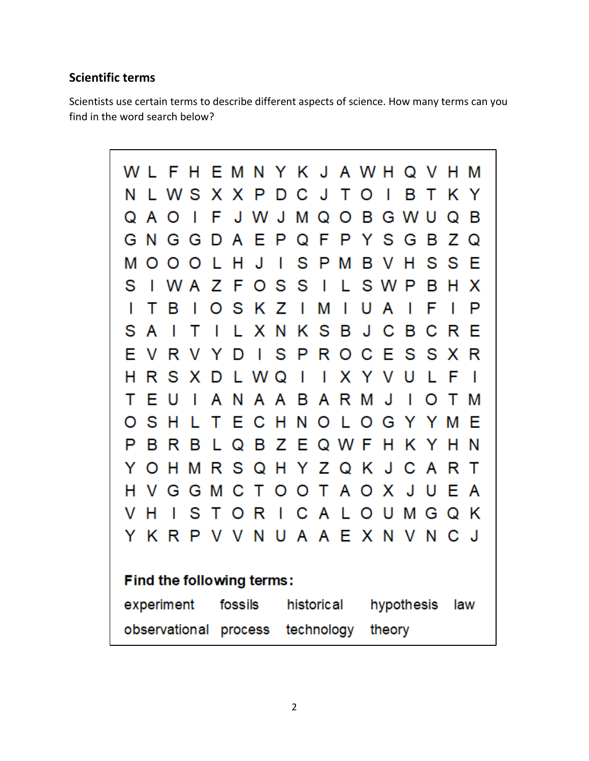## Scientific terms

Scientists use certain terms to describe different aspects of science. How many terms can you find in the word search below?

```
W L F H E M N Y K J A W H Q V H M
N L W S X X P D C J T O I B T K Y
Q A O I F J W J M Q O B G W U Q B
G N G G D A E P Q F P Y S G B Z Q
M O O O L H J I S P M B V H S S E
S I W A Z F O S S I L S W P B H X
I T B I O S K Z I M I U A I F I P
S A I T I L X N K S B J C B C R E
E V R V Y D I S P R O C E S S X R
H R S X D L W Q I I X Y V U L F I
T E U I A N A A B A R M J I O T M
O S H L T E C H N O L O G Y Y M E
P B R B L Q B Z E Q W F H K Y H N
Y O H M R S Q H Y Z Q K J C A R T
H V G G M C T O O T A O X J U E A
V H I S T O R I C A L O U M G Q K
Y K R P V V N U A A E X N V N C J
```

**Find the following terms:**

| experiment | fossils | historical | hypothesis | law |
|---|---|---|---|---|
| observational | process | technology | theory | |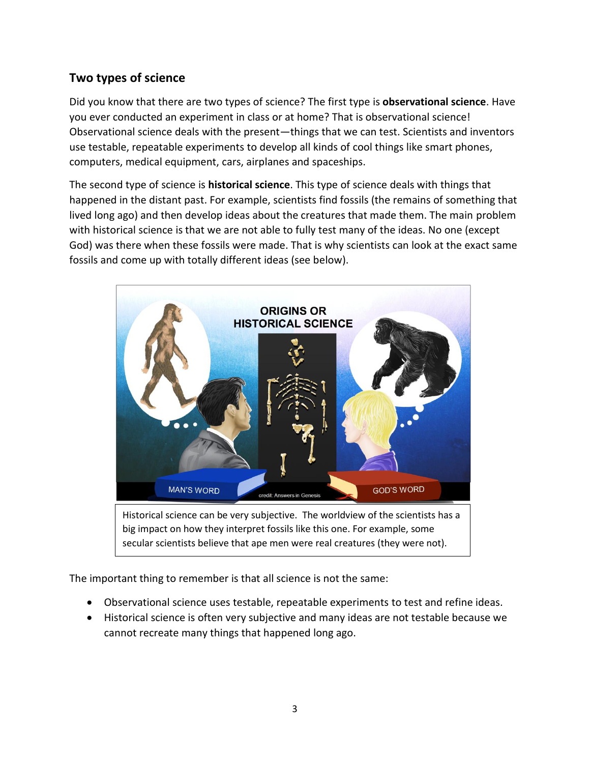## Two types of science

Did you know that there are two types of science? The first type is **observational science**. Have you ever conducted an experiment in class or at home? That is observational science! Observational science deals with the present—things that we can test. Scientists and inventors use testable, repeatable experiments to develop all kinds of cool things like smart phones, computers, medical equipment, cars, airplanes and spaceships.

The second type of science is **historical science**. This type of science deals with things that happened in the distant past. For example, scientists find fossils (the remains of something that lived long ago) and then develop ideas about the creatures that made them. The main problem with historical science is that we are not able to fully test many of the ideas. No one (except God) was there when these fossils were made. That is why scientists can look at the exact same fossils and come up with totally different ideas (see below).

Historical science can be very subjective. The worldview of the scientists has a big impact on how they interpret fossils like this one. For example, some secular scientists believe that ape men were real creatures (they were not).

The important thing to remember is that all science is not the same:

- Observational science uses testable, repeatable experiments to test and refine ideas.
- Historical science is often very subjective and many ideas are not testable because we cannot recreate many things that happened long ago.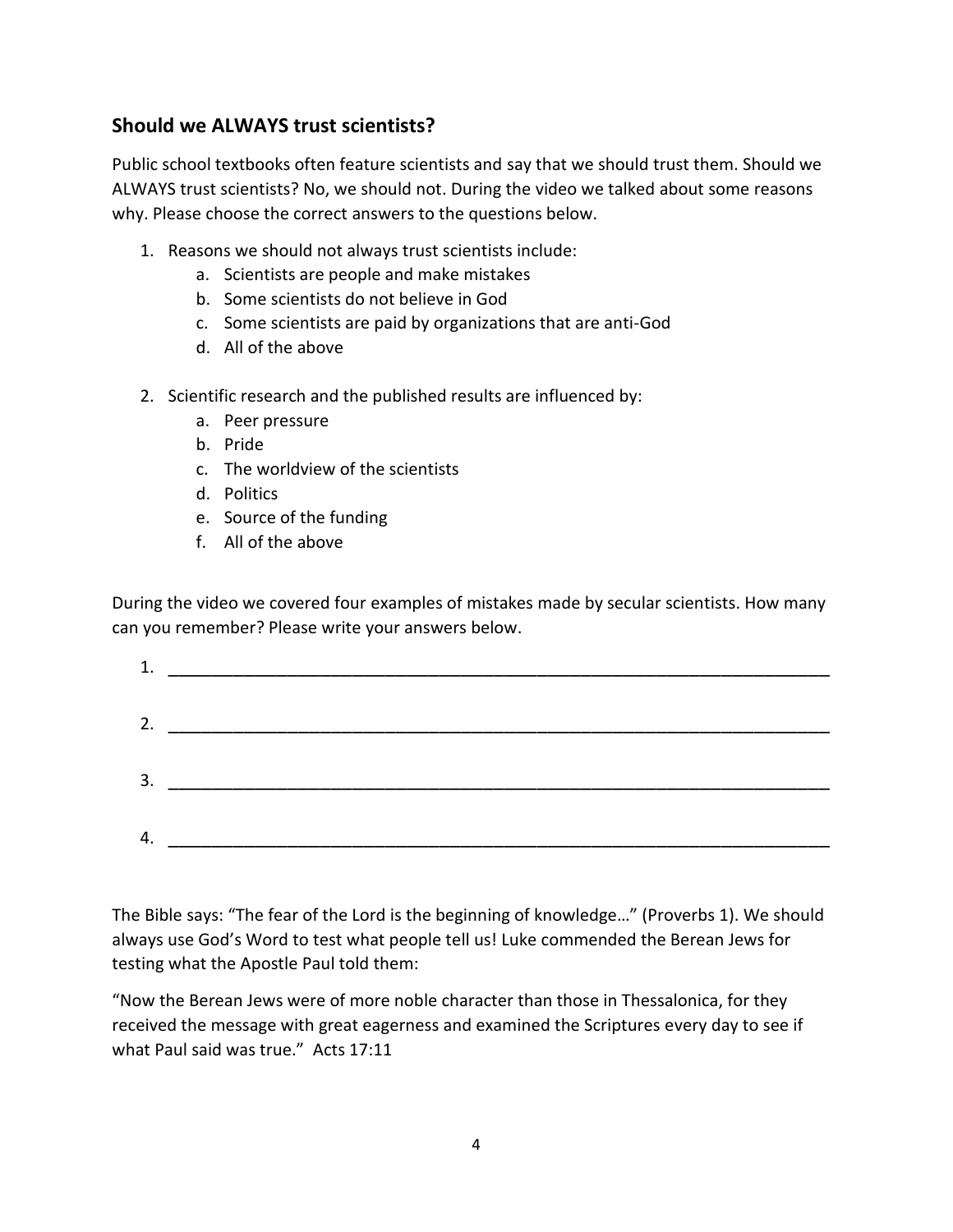## Should we ALWAYS trust scientists?

Public school textbooks often feature scientists and say that we should trust them. Should we ALWAYS trust scientists? No, we should not. During the video we talked about some reasons why. Please choose the correct answers to the questions below.

1. Reasons we should not always trust scientists include:
   a. Scientists are people and make mistakes
   b. Some scientists do not believe in God
   c. Some scientists are paid by organizations that are anti-God
   d. All of the above

2. Scientific research and the published results are influenced by:
   a. Peer pressure
   b. Pride
   c. The worldview of the scientists
   d. Politics
   e. Source of the funding
   f. All of the above

During the video we covered four examples of mistakes made by secular scientists. How many can you remember? Please write your answers below.

1. ______________________________________________________________________

2. ______________________________________________________________________

3. ______________________________________________________________________

4. ______________________________________________________________________

The Bible says: "The fear of the Lord is the beginning of knowledge…" (Proverbs 1). We should always use God's Word to test what people tell us! Luke commended the Berean Jews for testing what the Apostle Paul told them:

"Now the Berean Jews were of more noble character than those in Thessalonica, for they received the message with great eagerness and examined the Scriptures every day to see if what Paul said was true." Acts 17:11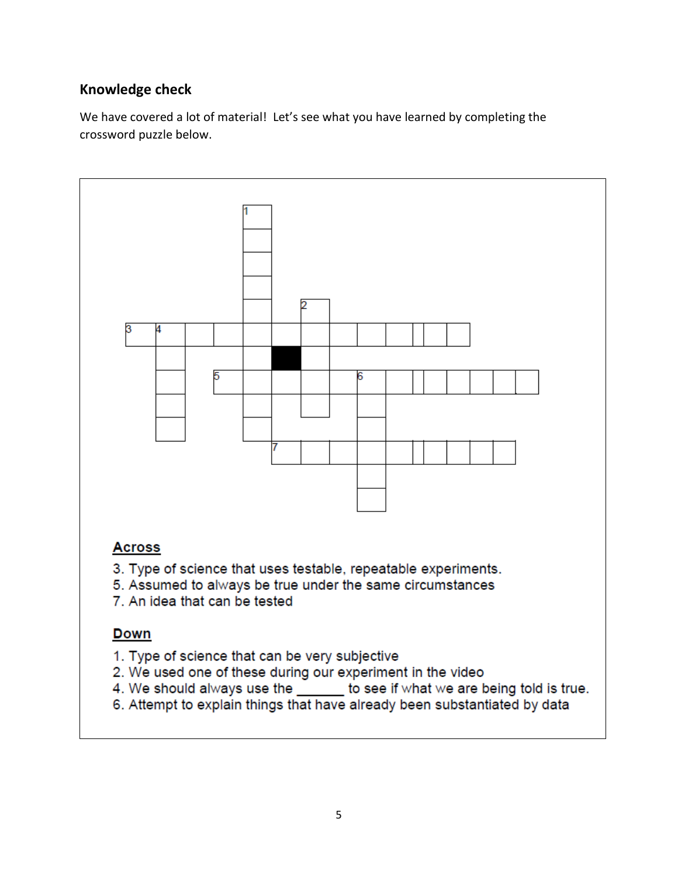## Knowledge check

We have covered a lot of material! Let's see what you have learned by completing the crossword puzzle below.

**Across**

3. Type of science that uses testable, repeatable experiments.
5. Assumed to always be true under the same circumstances
7. An idea that can be tested

**Down**

1. Type of science that can be very subjective
2. We used one of these during our experiment in the video
4. We should always use the _______ to see if what we are being told is true.
6. Attempt to explain things that have already been substantiated by data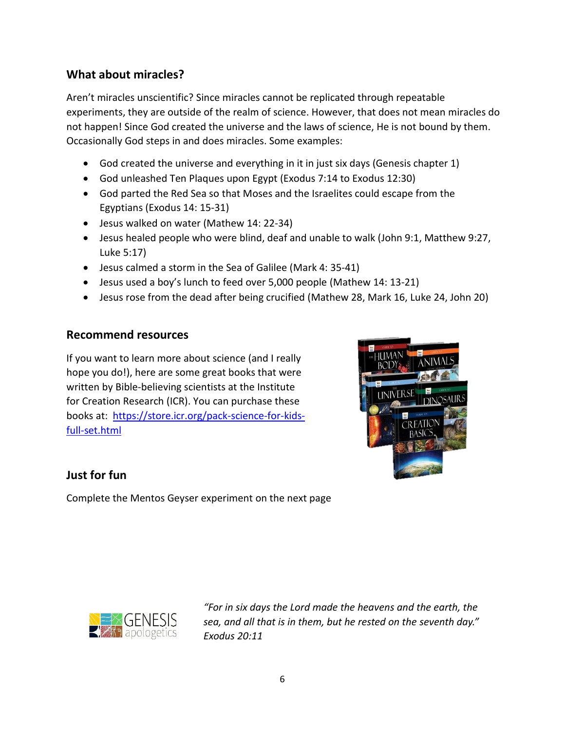## What about miracles?

Aren't miracles unscientific? Since miracles cannot be replicated through repeatable experiments, they are outside of the realm of science. However, that does not mean miracles do not happen! Since God created the universe and the laws of science, He is not bound by them. Occasionally God steps in and does miracles. Some examples:

- God created the universe and everything in it in just six days (Genesis chapter 1)
- God unleashed Ten Plaques upon Egypt (Exodus 7:14 to Exodus 12:30)
- God parted the Red Sea so that Moses and the Israelites could escape from the Egyptians (Exodus 14: 15-31)
- Jesus walked on water (Mathew 14: 22-34)
- Jesus healed people who were blind, deaf and unable to walk (John 9:1, Matthew 9:27, Luke 5:17)
- Jesus calmed a storm in the Sea of Galilee (Mark 4: 35-41)
- Jesus used a boy's lunch to feed over 5,000 people (Mathew 14: 13-21)
- Jesus rose from the dead after being crucified (Mathew 28, Mark 16, Luke 24, John 20)

## Recommend resources

If you want to learn more about science (and I really hope you do!), here are some great books that were written by Bible-believing scientists at the Institute for Creation Research (ICR). You can purchase these books at: https://store.icr.org/pack-science-for-kids-full-set.html

## Just for fun

Complete the Mentos Geyser experiment on the next page

*"For in six days the Lord made the heavens and the earth, the sea, and all that is in them, but he rested on the seventh day." Exodus 20:11*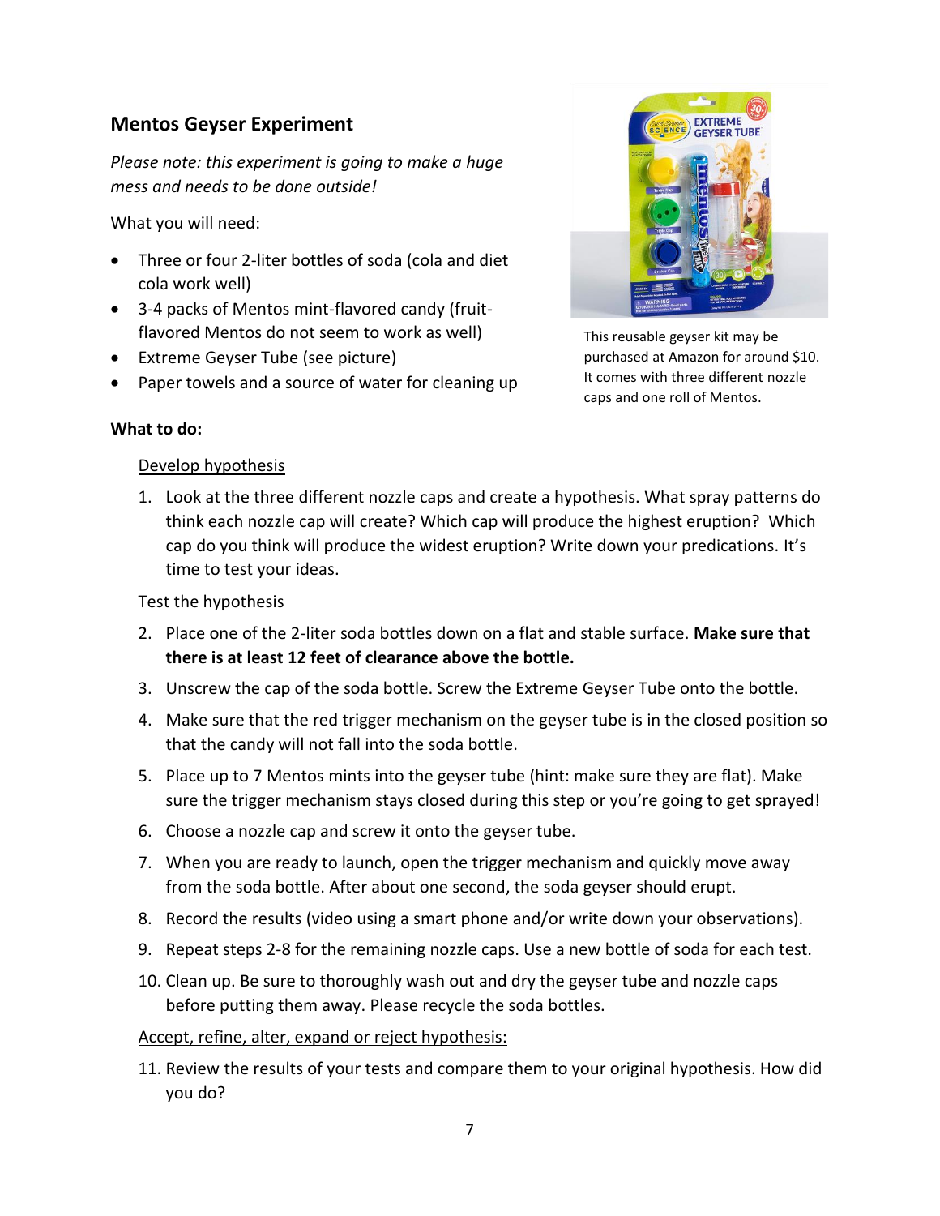## Mentos Geyser Experiment

*Please note: this experiment is going to make a huge mess and needs to be done outside!*

What you will need:

- Three or four 2-liter bottles of soda (cola and diet cola work well)
- 3-4 packs of Mentos mint-flavored candy (fruit-flavored Mentos do not seem to work as well)
- Extreme Geyser Tube (see picture)
- Paper towels and a source of water for cleaning up

This reusable geyser kit may be purchased at Amazon for around $10. It comes with three different nozzle caps and one roll of Mentos.

**What to do:**

Develop hypothesis

1. Look at the three different nozzle caps and create a hypothesis. What spray patterns do think each nozzle cap will create? Which cap will produce the highest eruption? Which cap do you think will produce the widest eruption? Write down your predications. It's time to test your ideas.

Test the hypothesis

2. Place one of the 2-liter soda bottles down on a flat and stable surface. **Make sure that there is at least 12 feet of clearance above the bottle.**
3. Unscrew the cap of the soda bottle. Screw the Extreme Geyser Tube onto the bottle.
4. Make sure that the red trigger mechanism on the geyser tube is in the closed position so that the candy will not fall into the soda bottle.
5. Place up to 7 Mentos mints into the geyser tube (hint: make sure they are flat). Make sure the trigger mechanism stays closed during this step or you're going to get sprayed!
6. Choose a nozzle cap and screw it onto the geyser tube.
7. When you are ready to launch, open the trigger mechanism and quickly move away from the soda bottle. After about one second, the soda geyser should erupt.
8. Record the results (video using a smart phone and/or write down your observations).
9. Repeat steps 2-8 for the remaining nozzle caps. Use a new bottle of soda for each test.
10. Clean up. Be sure to thoroughly wash out and dry the geyser tube and nozzle caps before putting them away. Please recycle the soda bottles.

Accept, refine, alter, expand or reject hypothesis:

11. Review the results of your tests and compare them to your original hypothesis. How did you do?